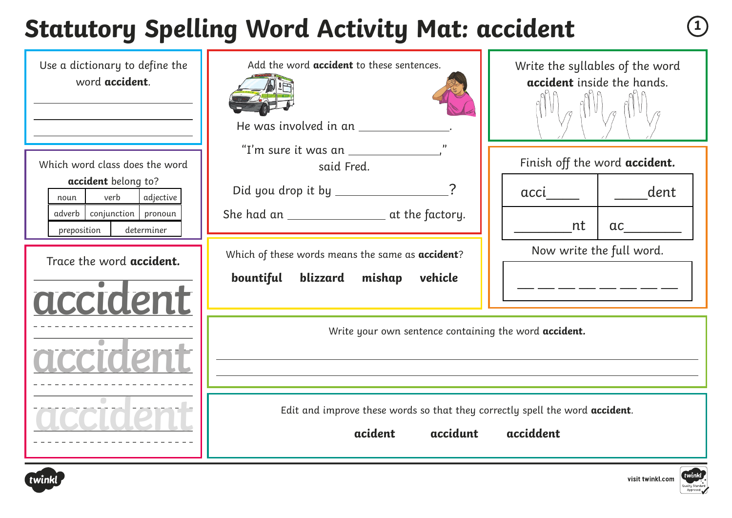# Statutory Spelling Word Activity Mat: accident

Use a dictionary to define the word **accident**.

___________________________

___________________________

___________________________

Which word class does the word **accident** belong to?

| noun | verb | adjective |
|---|---|---|
| adverb | conjunction | pronoun |
| preposition | determiner | |

Trace the word **accident.**

accident

accident

accident

Add the word **accident** to these sentences.

He was involved in an ______________.

"I'm sure it was an ______________," said Fred.

Did you drop it by ______________?

She had an ______________ at the factory.

Which of these words means the same as **accident**?

**bountiful** **blizzard** **mishap** **vehicle**

Write the syllables of the word **accident** inside the hands.

Finish off the word **accident.**

| acci_____ | _____dent |
|---|---|
| ________nt | ac________ |

Now write the full word.

__ __ __ __ __ __ __ __

Write your own sentence containing the word **accident.**

___________________________

___________________________

Edit and improve these words so that they correctly spell the word **accident**.

**acident** **accidunt** **acciddent**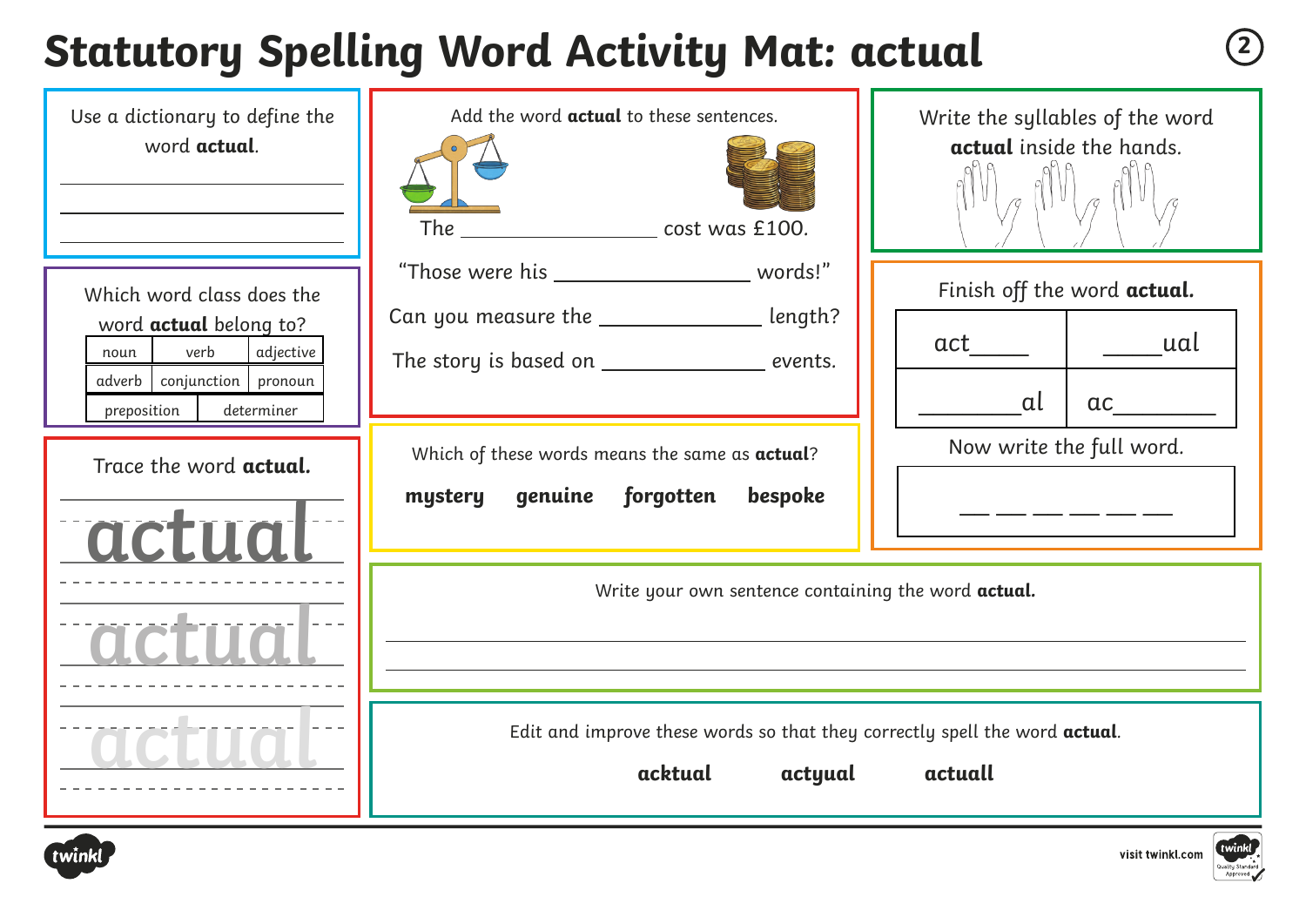# Statutory Spelling Word Activity Mat: actual

Use a dictionary to define the word **actual**.

\_\_\_\_\_\_\_\_\_\_\_\_\_\_\_\_\_\_\_\_\_\_\_\_\_\_\_\_\_\_\_\_

\_\_\_\_\_\_\_\_\_\_\_\_\_\_\_\_\_\_\_\_\_\_\_\_\_\_\_\_\_\_\_\_

\_\_\_\_\_\_\_\_\_\_\_\_\_\_\_\_\_\_\_\_\_\_\_\_\_\_\_\_\_\_\_\_

Which word class does the word **actual** belong to?

| noun | verb | adjective |
|---|---|---|
| adverb | conjunction | pronoun |
| preposition | determiner | |

Trace the word **actual.**

actual

actual

actual

Add the word **actual** to these sentences.

The \_\_\_\_\_\_\_\_\_\_\_\_\_\_\_\_ cost was £100.

"Those were his \_\_\_\_\_\_\_\_\_\_\_\_\_\_\_\_ words!"

Can you measure the \_\_\_\_\_\_\_\_\_\_\_\_\_\_\_\_ length?

The story is based on \_\_\_\_\_\_\_\_\_\_\_\_\_\_\_\_ events.

Which of these words means the same as **actual**?

**mystery** **genuine** **forgotten** **bespoke**

Write the syllables of the word **actual** inside the hands.

Finish off the word **actual.**

| act\_\_\_\_ | \_\_\_\_ual |
|---|---|
| \_\_\_\_\_\_al | ac\_\_\_\_\_\_ |

Now write the full word.

\_\_ \_\_ \_\_ \_\_ \_\_ \_\_

Write your own sentence containing the word **actual.**

\_\_\_\_\_\_\_\_\_\_\_\_\_\_\_\_\_\_\_\_\_\_\_\_\_\_\_\_\_\_\_\_\_\_\_\_\_\_\_\_\_\_\_\_\_\_\_\_\_\_\_\_\_\_\_\_\_\_\_\_\_\_\_\_

\_\_\_\_\_\_\_\_\_\_\_\_\_\_\_\_\_\_\_\_\_\_\_\_\_\_\_\_\_\_\_\_\_\_\_\_\_\_\_\_\_\_\_\_\_\_\_\_\_\_\_\_\_\_\_\_\_\_\_\_\_\_\_\_

Edit and improve these words so that they correctly spell the word **actual**.

**acktual** **actyual** **actuall**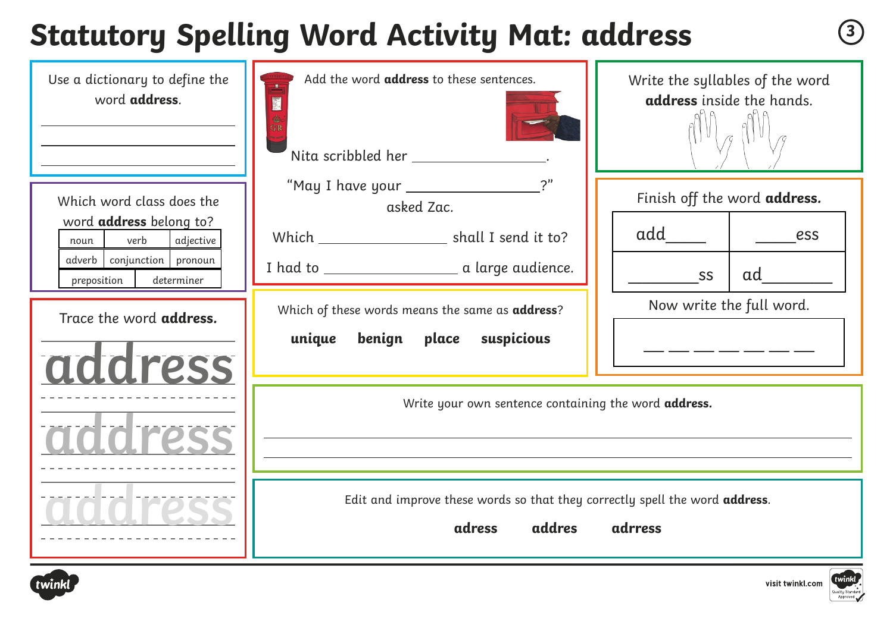# Statutory Spelling Word Activity Mat: address

Use a dictionary to define the word **address**.

___

___

___

Which word class does the word **address** belong to?

| noun | verb | adjective |
|---|---|---|
| adverb | conjunction | pronoun |
| preposition | determiner | |

Trace the word **address.**

address

address

address

Add the word **address** to these sentences.

Nita scribbled her ________________.

"May I have your ________________?" asked Zac.

Which ________________ shall I send it to?

I had to ________________ a large audience.

Which of these words means the same as **address**?

**unique** **benign** **place** **suspicious**

Write the syllables of the word **address** inside the hands.

Finish off the word **address.**

| add____ | ____ess |
|---|---|
| ________ss | ad________ |

Now write the full word.

__ __ __ __ __ __ __

Write your own sentence containing the word **address.**

___

___

Edit and improve these words so that they correctly spell the word **address**.

**adress** **addres** **adrress**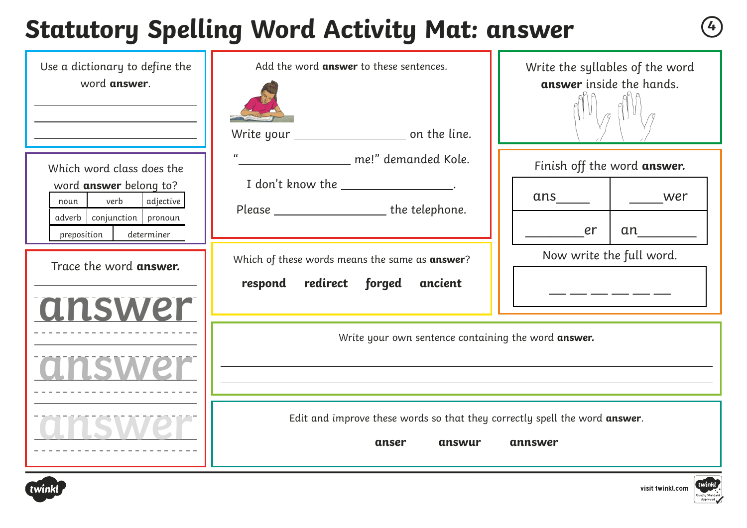# Statutory Spelling Word Activity Mat: answer

Use a dictionary to define the word **answer**.

\_\_\_\_\_\_\_\_\_\_\_\_\_\_\_\_\_\_\_\_\_\_\_\_\_\_\_\_\_\_

\_\_\_\_\_\_\_\_\_\_\_\_\_\_\_\_\_\_\_\_\_\_\_\_\_\_\_\_\_\_

\_\_\_\_\_\_\_\_\_\_\_\_\_\_\_\_\_\_\_\_\_\_\_\_\_\_\_\_\_\_

Which word class does the word **answer** belong to?

| noun | verb | adjective |
|---|---|---|
| adverb | conjunction | pronoun |
| preposition | determiner | |

Trace the word **answer.**

answer

answer

answer

Add the word **answer** to these sentences.

Write your \_\_\_\_\_\_\_\_\_\_\_\_\_\_\_\_ on the line.

"\_\_\_\_\_\_\_\_\_\_\_\_\_\_\_\_ me!" demanded Kole.

I don't know the \_\_\_\_\_\_\_\_\_\_\_\_\_\_\_\_.

Please \_\_\_\_\_\_\_\_\_\_\_\_\_\_\_\_ the telephone.

Which of these words means the same as **answer**?

**respond** **redirect** **forged** **ancient**

Write the syllables of the word **answer** inside the hands.

Finish off the word **answer.**

| ans\_\_\_\_\_ | \_\_\_\_\_wer |
|---|---|
| \_\_\_\_\_\_\_\_er | an\_\_\_\_\_\_\_\_ |

Now write the full word.

\_\_ \_\_ \_\_ \_\_ \_\_ \_\_

Write your own sentence containing the word **answer.**

\_\_\_\_\_\_\_\_\_\_\_\_\_\_\_\_\_\_\_\_\_\_\_\_\_\_\_\_\_\_\_\_\_\_\_\_\_\_\_\_\_\_\_\_\_\_\_\_\_\_\_\_\_\_\_\_\_\_\_\_

\_\_\_\_\_\_\_\_\_\_\_\_\_\_\_\_\_\_\_\_\_\_\_\_\_\_\_\_\_\_\_\_\_\_\_\_\_\_\_\_\_\_\_\_\_\_\_\_\_\_\_\_\_\_\_\_\_\_\_\_

Edit and improve these words so that they correctly spell the word **answer**.

**anser** **answur** **annswer**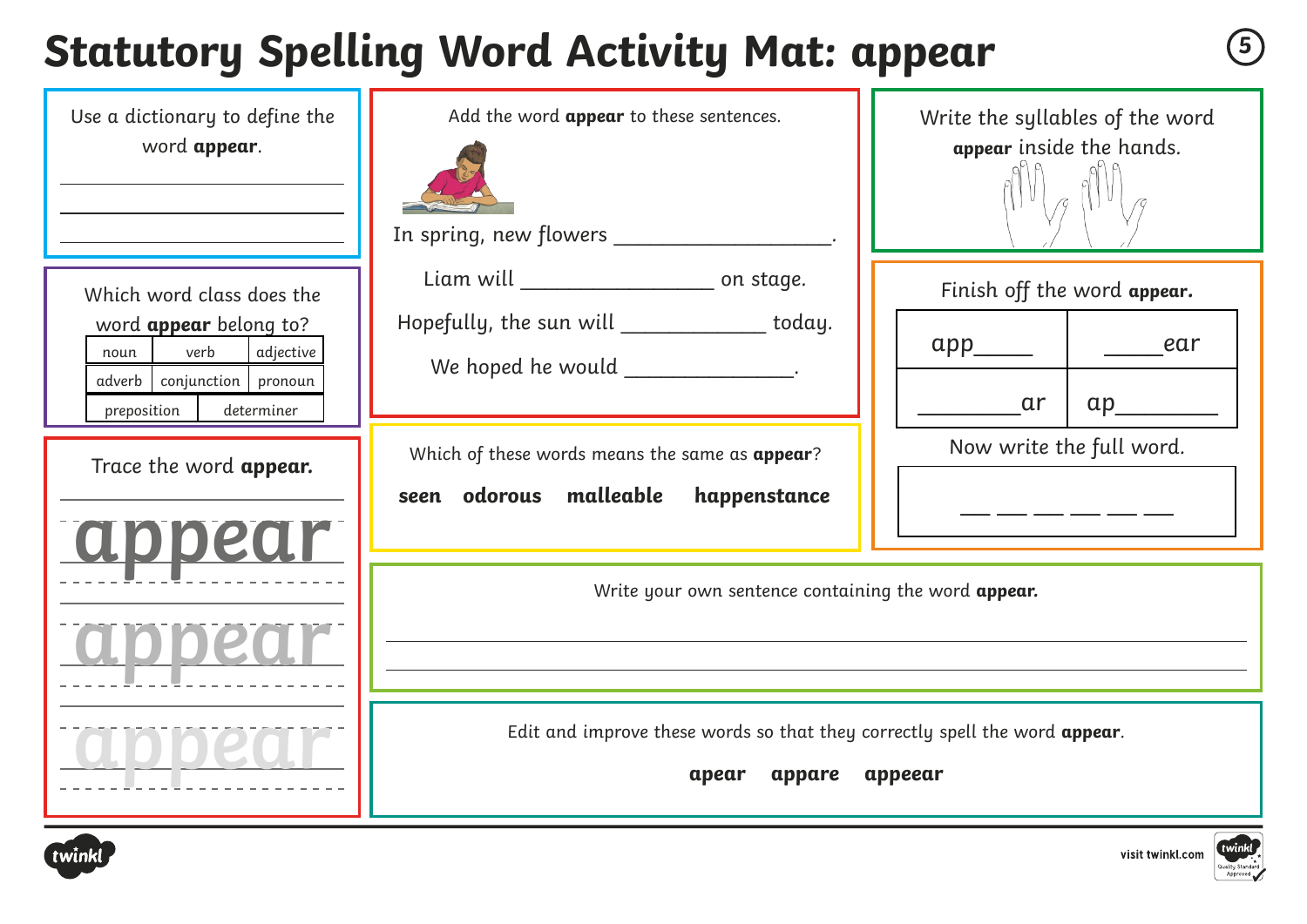# Statutory Spelling Word Activity Mat: appear

Use a dictionary to define the word **appear**.

______________________________

______________________________

______________________________

Which word class does the word **appear** belong to?

| | | |
|---|---|---|
| noun | verb | adjective |
| adverb | conjunction | pronoun |
| preposition | determiner | |

Trace the word **appear.**

appear

appear

appear

Add the word **appear** to these sentences.

In spring, new flowers ___________________.

Liam will _________________ on stage.

Hopefully, the sun will _____________ today.

We hoped he would _______________.

Which of these words means the same as **appear**?

**seen** **odorous** **malleable** **happenstance**

Write the syllables of the word **appear** inside the hands.

Finish off the word **appear.**

| | |
|---|---|
| app_____ | _____ear |
| ________ar | ap________ |

Now write the full word.

__ __ __ __ __ __

Write your own sentence containing the word **appear.**

______________________________________________________________

______________________________________________________________

Edit and improve these words so that they correctly spell the word **appear**.

**apear** **appare** **appeear**